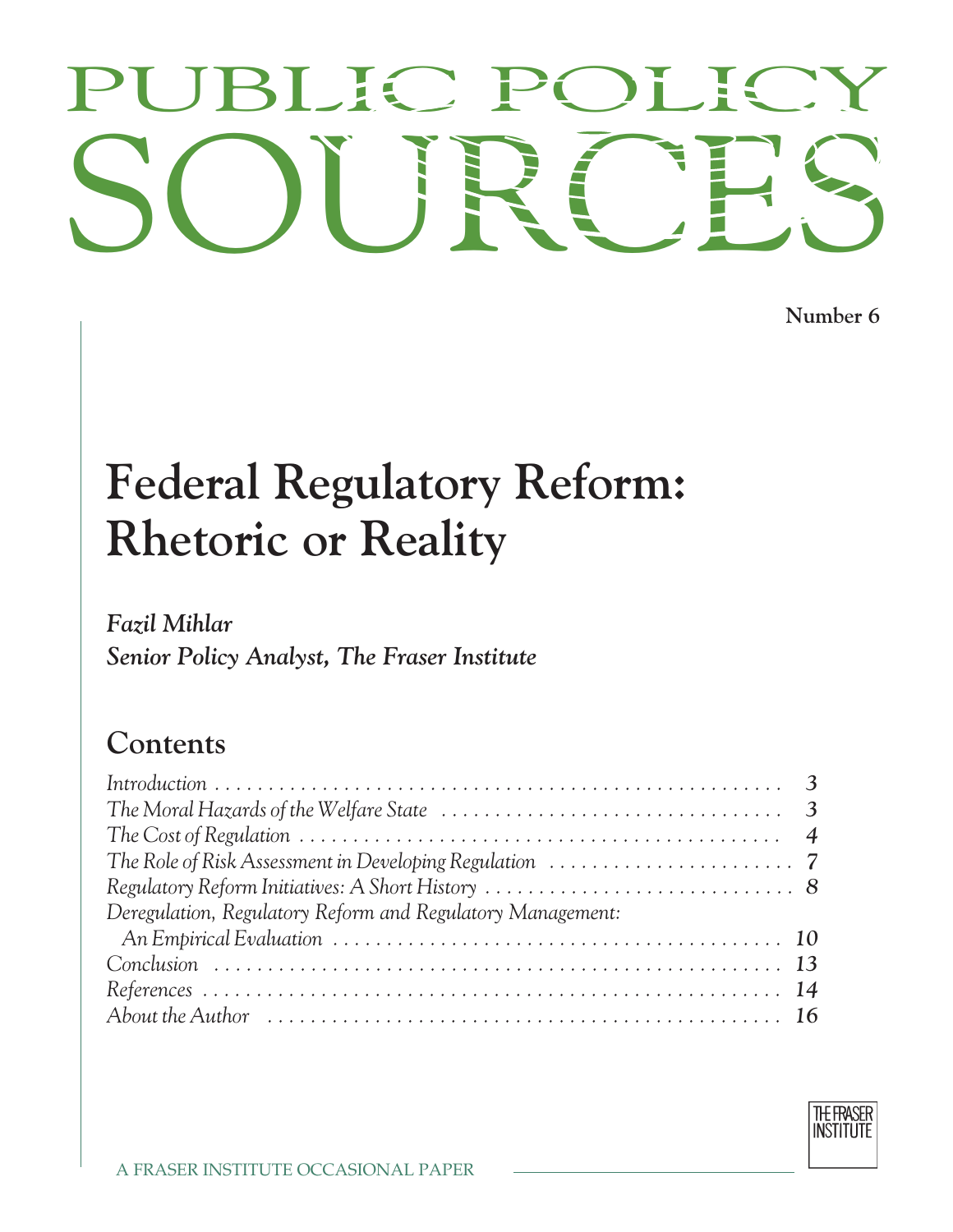# PUBLIC POLICY SOURCES

**Number 6**

# Federal Regulatory Reform: Rhetoric or Reality

***Fazil Mihlar***
***Senior Policy Analyst, The Fraser Institute***

## Contents

*Introduction* . . . . . . . . . . . . . . . . . . . . . . . . . . . . . . . . . . . . . . . . . . . . . . . . . . . . . . . . *3*
*The Moral Hazards of the Welfare State* . . . . . . . . . . . . . . . . . . . . . . . . . . . . . . . *3*
*The Cost of Regulation* . . . . . . . . . . . . . . . . . . . . . . . . . . . . . . . . . . . . . . . . . . . . . *4*
*The Role of Risk Assessment in Developing Regulation* . . . . . . . . . . . . . . . . . . . . . . . *7*
*Regulatory Reform Initiatives: A Short History* . . . . . . . . . . . . . . . . . . . . . . . . . . . . *8*
*Deregulation, Regulatory Reform and Regulatory Management:*
*An Empirical Evaluation* . . . . . . . . . . . . . . . . . . . . . . . . . . . . . . . . . . . . . . . . . . *10*
*Conclusion* . . . . . . . . . . . . . . . . . . . . . . . . . . . . . . . . . . . . . . . . . . . . . . . . . . . . *13*
*References* . . . . . . . . . . . . . . . . . . . . . . . . . . . . . . . . . . . . . . . . . . . . . . . . . . . . *14*
*About the Author* . . . . . . . . . . . . . . . . . . . . . . . . . . . . . . . . . . . . . . . . . . . . . . . *16*

THE FRASER INSTITUTE

A FRASER INSTITUTE OCCASIONAL PAPER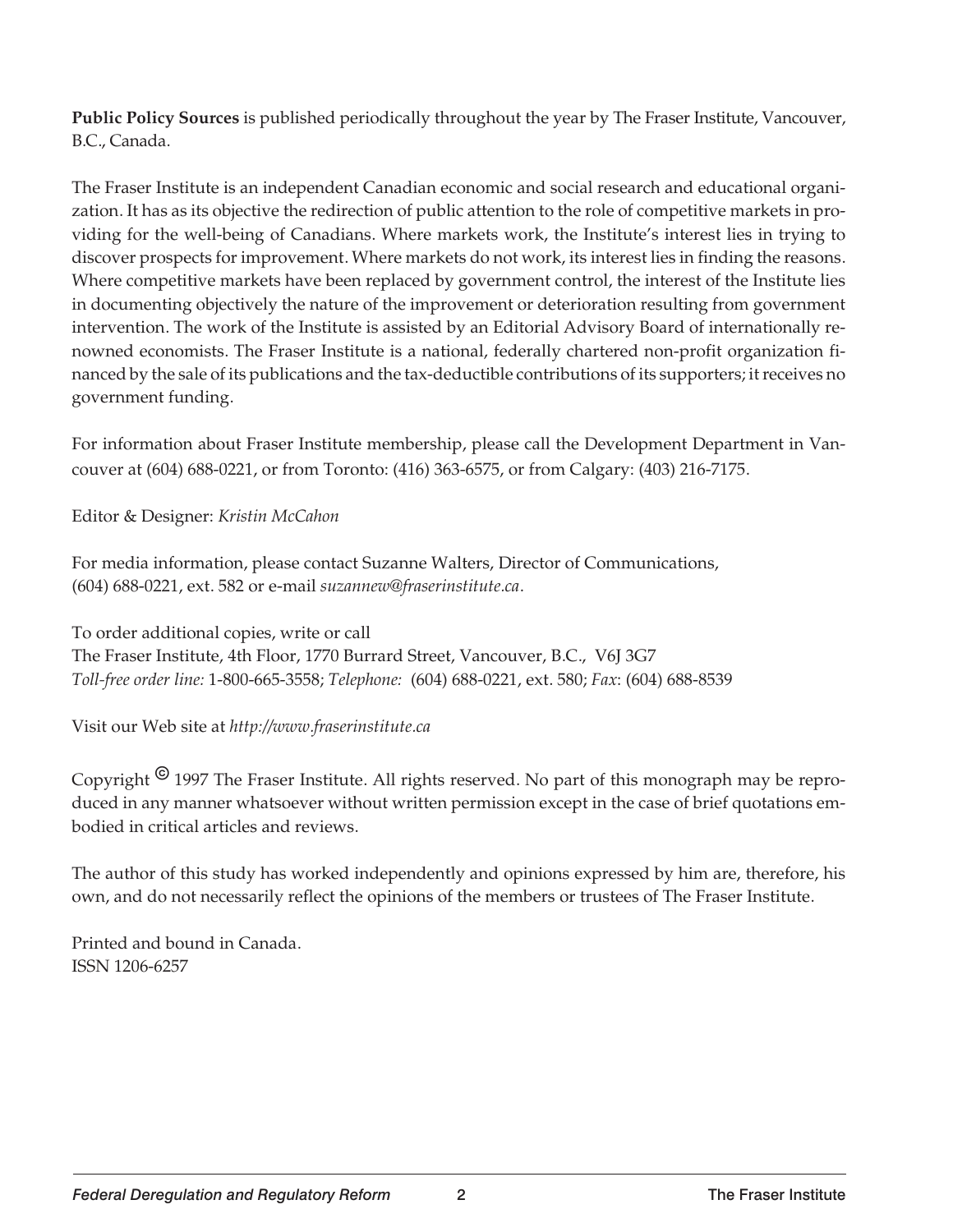**Public Policy Sources** is published periodically throughout the year by The Fraser Institute, Vancouver, B.C., Canada.

The Fraser Institute is an independent Canadian economic and social research and educational organization. It has as its objective the redirection of public attention to the role of competitive markets in providing for the well-being of Canadians. Where markets work, the Institute's interest lies in trying to discover prospects for improvement. Where markets do not work, its interest lies in finding the reasons. Where competitive markets have been replaced by government control, the interest of the Institute lies in documenting objectively the nature of the improvement or deterioration resulting from government intervention. The work of the Institute is assisted by an Editorial Advisory Board of internationally renowned economists. The Fraser Institute is a national, federally chartered non-profit organization financed by the sale of its publications and the tax-deductible contributions of its supporters; it receives no government funding.

For information about Fraser Institute membership, please call the Development Department in Vancouver at (604) 688-0221, or from Toronto: (416) 363-6575, or from Calgary: (403) 216-7175.

Editor & Designer: *Kristin McCahon*

For media information, please contact Suzanne Walters, Director of Communications, (604) 688-0221, ext. 582 or e-mail *suzannew@fraserinstitute.ca*.

To order additional copies, write or call
The Fraser Institute, 4th Floor, 1770 Burrard Street, Vancouver, B.C., V6J 3G7
*Toll-free order line:* 1-800-665-3558; *Telephone:* (604) 688-0221, ext. 580; *Fax*: (604) 688-8539

Visit our Web site at *http://www.fraserinstitute.ca*

Copyright © 1997 The Fraser Institute. All rights reserved. No part of this monograph may be reproduced in any manner whatsoever without written permission except in the case of brief quotations embodied in critical articles and reviews.

The author of this study has worked independently and opinions expressed by him are, therefore, his own, and do not necessarily reflect the opinions of the members or trustees of The Fraser Institute.

Printed and bound in Canada.
ISSN 1206-6257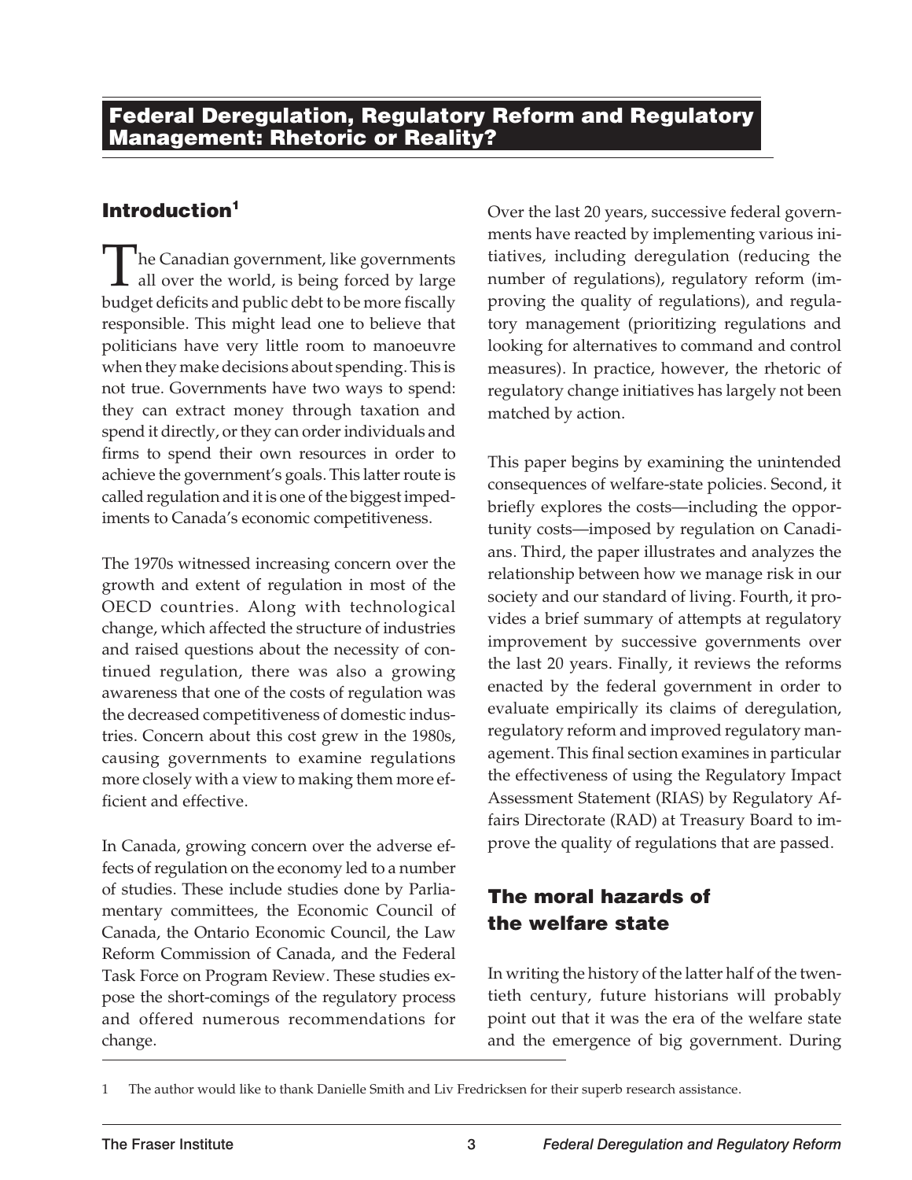# Federal Deregulation, Regulatory Reform and Regulatory Management: Rhetoric or Reality?

## Introduction[1]

The Canadian government, like governments all over the world, is being forced by large budget deficits and public debt to be more fiscally responsible. This might lead one to believe that politicians have very little room to manoeuvre when they make decisions about spending. This is not true. Governments have two ways to spend: they can extract money through taxation and spend it directly, or they can order individuals and firms to spend their own resources in order to achieve the government's goals. This latter route is called regulation and it is one of the biggest impediments to Canada's economic competitiveness.

The 1970s witnessed increasing concern over the growth and extent of regulation in most of the OECD countries. Along with technological change, which affected the structure of industries and raised questions about the necessity of continued regulation, there was also a growing awareness that one of the costs of regulation was the decreased competitiveness of domestic industries. Concern about this cost grew in the 1980s, causing governments to examine regulations more closely with a view to making them more efficient and effective.

In Canada, growing concern over the adverse effects of regulation on the economy led to a number of studies. These include studies done by Parliamentary committees, the Economic Council of Canada, the Ontario Economic Council, the Law Reform Commission of Canada, and the Federal Task Force on Program Review. These studies expose the short-comings of the regulatory process and offered numerous recommendations for change.

Over the last 20 years, successive federal governments have reacted by implementing various initiatives, including deregulation (reducing the number of regulations), regulatory reform (improving the quality of regulations), and regulatory management (prioritizing regulations and looking for alternatives to command and control measures). In practice, however, the rhetoric of regulatory change initiatives has largely not been matched by action.

This paper begins by examining the unintended consequences of welfare-state policies. Second, it briefly explores the costs—including the opportunity costs—imposed by regulation on Canadians. Third, the paper illustrates and analyzes the relationship between how we manage risk in our society and our standard of living. Fourth, it provides a brief summary of attempts at regulatory improvement by successive governments over the last 20 years. Finally, it reviews the reforms enacted by the federal government in order to evaluate empirically its claims of deregulation, regulatory reform and improved regulatory management. This final section examines in particular the effectiveness of using the Regulatory Impact Assessment Statement (RIAS) by Regulatory Affairs Directorate (RAD) at Treasury Board to improve the quality of regulations that are passed.

## The moral hazards of the welfare state

In writing the history of the latter half of the twentieth century, future historians will probably point out that it was the era of the welfare state and the emergence of big government. During

1 The author would like to thank Danielle Smith and Liv Fredricksen for their superb research assistance.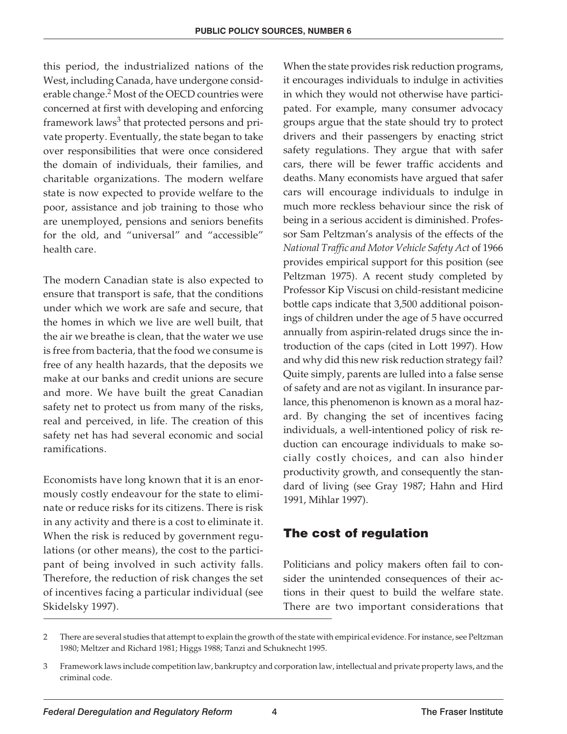this period, the industrialized nations of the West, including Canada, have undergone considerable change.[2] Most of the OECD countries were concerned at first with developing and enforcing framework laws[3] that protected persons and private property. Eventually, the state began to take over responsibilities that were once considered the domain of individuals, their families, and charitable organizations. The modern welfare state is now expected to provide welfare to the poor, assistance and job training to those who are unemployed, pensions and seniors benefits for the old, and "universal" and "accessible" health care.

The modern Canadian state is also expected to ensure that transport is safe, that the conditions under which we work are safe and secure, that the homes in which we live are well built, that the air we breathe is clean, that the water we use is free from bacteria, that the food we consume is free of any health hazards, that the deposits we make at our banks and credit unions are secure and more. We have built the great Canadian safety net to protect us from many of the risks, real and perceived, in life. The creation of this safety net has had several economic and social ramifications.

Economists have long known that it is an enormously costly endeavour for the state to eliminate or reduce risks for its citizens. There is risk in any activity and there is a cost to eliminate it. When the risk is reduced by government regulations (or other means), the cost to the participant of being involved in such activity falls. Therefore, the reduction of risk changes the set of incentives facing a particular individual (see Skidelsky 1997).

When the state provides risk reduction programs, it encourages individuals to indulge in activities in which they would not otherwise have participated. For example, many consumer advocacy groups argue that the state should try to protect drivers and their passengers by enacting strict safety regulations. They argue that with safer cars, there will be fewer traffic accidents and deaths. Many economists have argued that safer cars will encourage individuals to indulge in much more reckless behaviour since the risk of being in a serious accident is diminished. Professor Sam Peltzman's analysis of the effects of the *National Traffic and Motor Vehicle Safety Act* of 1966 provides empirical support for this position (see Peltzman 1975). A recent study completed by Professor Kip Viscusi on child-resistant medicine bottle caps indicate that 3,500 additional poisonings of children under the age of 5 have occurred annually from aspirin-related drugs since the introduction of the caps (cited in Lott 1997). How and why did this new risk reduction strategy fail? Quite simply, parents are lulled into a false sense of safety and are not as vigilant. In insurance parlance, this phenomenon is known as a moral hazard. By changing the set of incentives facing individuals, a well-intentioned policy of risk reduction can encourage individuals to make socially costly choices, and can also hinder productivity growth, and consequently the standard of living (see Gray 1987; Hahn and Hird 1991, Mihlar 1997).

## The cost of regulation

Politicians and policy makers often fail to consider the unintended consequences of their actions in their quest to build the welfare state. There are two important considerations that

---

2 There are several studies that attempt to explain the growth of the state with empirical evidence. For instance, see Peltzman 1980; Meltzer and Richard 1981; Higgs 1988; Tanzi and Schuknecht 1995.

3 Framework laws include competition law, bankruptcy and corporation law, intellectual and private property laws, and the criminal code.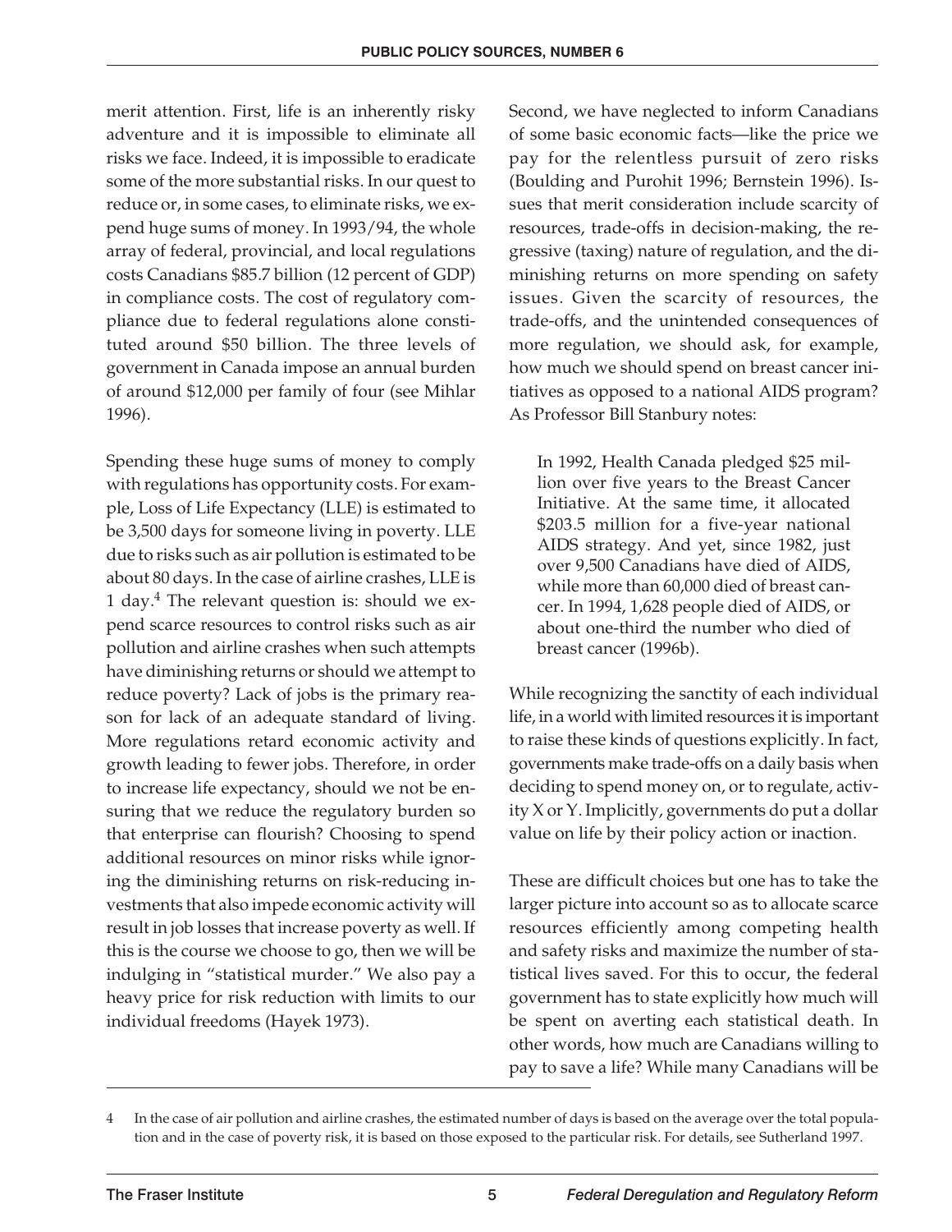merit attention. First, life is an inherently risky adventure and it is impossible to eliminate all risks we face. Indeed, it is impossible to eradicate some of the more substantial risks. In our quest to reduce or, in some cases, to eliminate risks, we expend huge sums of money. In 1993/94, the whole array of federal, provincial, and local regulations costs Canadians $85.7 billion (12 percent of GDP) in compliance costs. The cost of regulatory compliance due to federal regulations alone constituted around $50 billion. The three levels of government in Canada impose an annual burden of around $12,000 per family of four (see Mihlar 1996).

Spending these huge sums of money to comply with regulations has opportunity costs. For example, Loss of Life Expectancy (LLE) is estimated to be 3,500 days for someone living in poverty. LLE due to risks such as air pollution is estimated to be about 80 days. In the case of airline crashes, LLE is 1 day.[4] The relevant question is: should we expend scarce resources to control risks such as air pollution and airline crashes when such attempts have diminishing returns or should we attempt to reduce poverty? Lack of jobs is the primary reason for lack of an adequate standard of living. More regulations retard economic activity and growth leading to fewer jobs. Therefore, in order to increase life expectancy, should we not be ensuring that we reduce the regulatory burden so that enterprise can flourish? Choosing to spend additional resources on minor risks while ignoring the diminishing returns on risk-reducing investments that also impede economic activity will result in job losses that increase poverty as well. If this is the course we choose to go, then we will be indulging in "statistical murder." We also pay a heavy price for risk reduction with limits to our individual freedoms (Hayek 1973).

Second, we have neglected to inform Canadians of some basic economic facts—like the price we pay for the relentless pursuit of zero risks (Boulding and Purohit 1996; Bernstein 1996). Issues that merit consideration include scarcity of resources, trade-offs in decision-making, the regressive (taxing) nature of regulation, and the diminishing returns on more spending on safety issues. Given the scarcity of resources, the trade-offs, and the unintended consequences of more regulation, we should ask, for example, how much we should spend on breast cancer initiatives as opposed to a national AIDS program? As Professor Bill Stanbury notes:

> In 1992, Health Canada pledged $25 million over five years to the Breast Cancer Initiative. At the same time, it allocated $203.5 million for a five-year national AIDS strategy. And yet, since 1982, just over 9,500 Canadians have died of AIDS, while more than 60,000 died of breast cancer. In 1994, 1,628 people died of AIDS, or about one-third the number who died of breast cancer (1996b).

While recognizing the sanctity of each individual life, in a world with limited resources it is important to raise these kinds of questions explicitly. In fact, governments make trade-offs on a daily basis when deciding to spend money on, or to regulate, activity X or Y. Implicitly, governments do put a dollar value on life by their policy action or inaction.

These are difficult choices but one has to take the larger picture into account so as to allocate scarce resources efficiently among competing health and safety risks and maximize the number of statistical lives saved. For this to occur, the federal government has to state explicitly how much will be spent on averting each statistical death. In other words, how much are Canadians willing to pay to save a life? While many Canadians will be

---

4 In the case of air pollution and airline crashes, the estimated number of days is based on the average over the total population and in the case of poverty risk, it is based on those exposed to the particular risk. For details, see Sutherland 1997.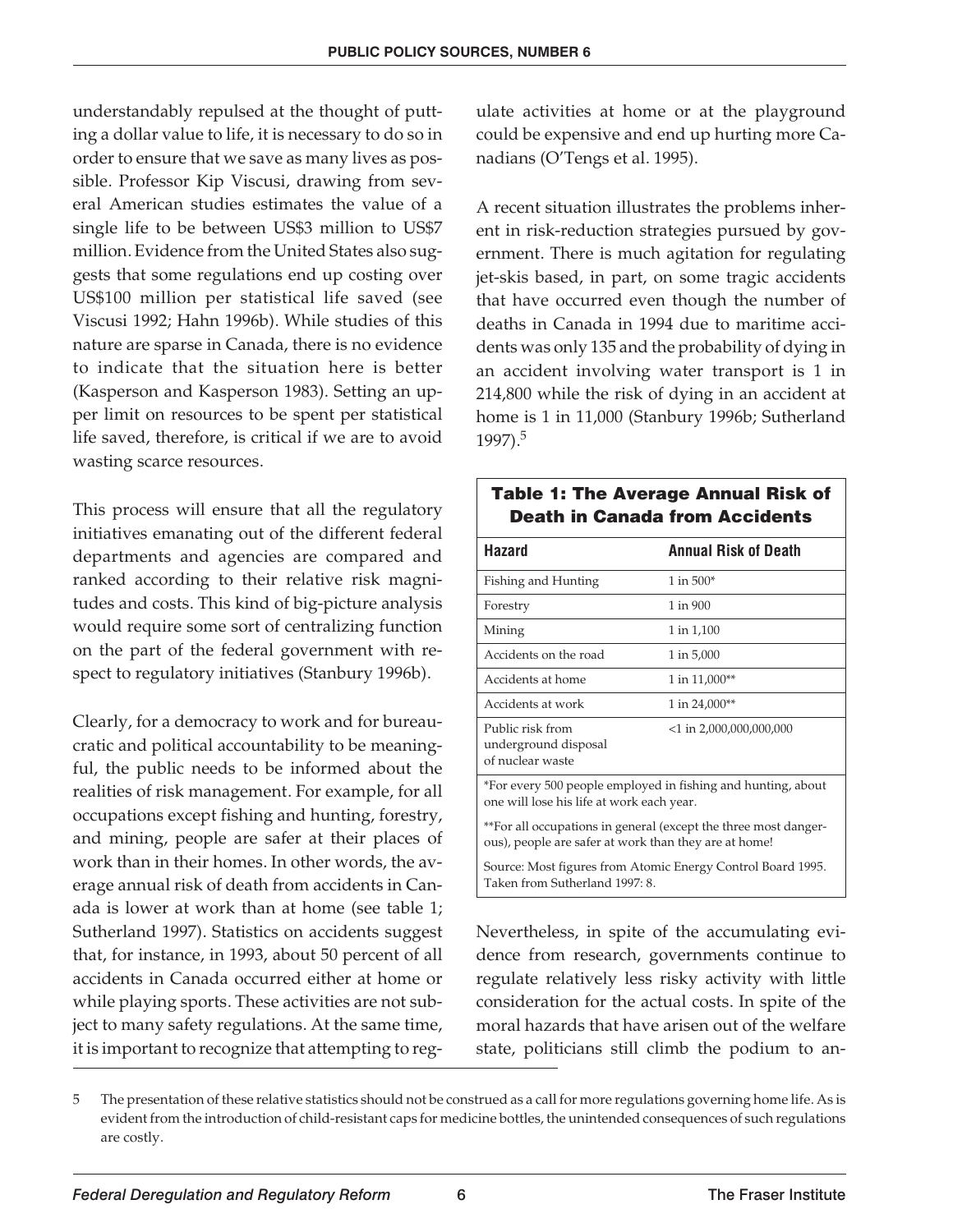understandably repulsed at the thought of putting a dollar value to life, it is necessary to do so in order to ensure that we save as many lives as possible. Professor Kip Viscusi, drawing from several American studies estimates the value of a single life to be between US$3 million to US$7 million. Evidence from the United States also suggests that some regulations end up costing over US$100 million per statistical life saved (see Viscusi 1992; Hahn 1996b). While studies of this nature are sparse in Canada, there is no evidence to indicate that the situation here is better (Kasperson and Kasperson 1983). Setting an upper limit on resources to be spent per statistical life saved, therefore, is critical if we are to avoid wasting scarce resources.

This process will ensure that all the regulatory initiatives emanating out of the different federal departments and agencies are compared and ranked according to their relative risk magnitudes and costs. This kind of big-picture analysis would require some sort of centralizing function on the part of the federal government with respect to regulatory initiatives (Stanbury 1996b).

Clearly, for a democracy to work and for bureaucratic and political accountability to be meaningful, the public needs to be informed about the realities of risk management. For example, for all occupations except fishing and hunting, forestry, and mining, people are safer at their places of work than in their homes. In other words, the average annual risk of death from accidents in Canada is lower at work than at home (see table 1; Sutherland 1997). Statistics on accidents suggest that, for instance, in 1993, about 50 percent of all accidents in Canada occurred either at home or while playing sports. These activities are not subject to many safety regulations. At the same time, it is important to recognize that attempting to regulate activities at home or at the playground could be expensive and end up hurting more Canadians (O'Tengs et al. 1995).

A recent situation illustrates the problems inherent in risk-reduction strategies pursued by government. There is much agitation for regulating jet-skis based, in part, on some tragic accidents that have occurred even though the number of deaths in Canada in 1994 due to maritime accidents was only 135 and the probability of dying in an accident involving water transport is 1 in 214,800 while the risk of dying in an accident at home is 1 in 11,000 (Stanbury 1996b; Sutherland 1997).[5]

**Table 1: The Average Annual Risk of Death in Canada from Accidents**

| Hazard | Annual Risk of Death |
|---|---|
| Fishing and Hunting | 1 in 500* |
| Forestry | 1 in 900 |
| Mining | 1 in 1,100 |
| Accidents on the road | 1 in 5,000 |
| Accidents at home | 1 in 11,000** |
| Accidents at work | 1 in 24,000** |
| Public risk from underground disposal of nuclear waste | <1 in 2,000,000,000,000 |

*For every 500 people employed in fishing and hunting, about one will lose his life at work each year.

**For all occupations in general (except the three most dangerous), people are safer at work than they are at home!

Source: Most figures from Atomic Energy Control Board 1995. Taken from Sutherland 1997: 8.

Nevertheless, in spite of the accumulating evidence from research, governments continue to regulate relatively less risky activity with little consideration for the actual costs. In spite of the moral hazards that have arisen out of the welfare state, politicians still climb the podium to an-

5 The presentation of these relative statistics should not be construed as a call for more regulations governing home life. As is evident from the introduction of child-resistant caps for medicine bottles, the unintended consequences of such regulations are costly.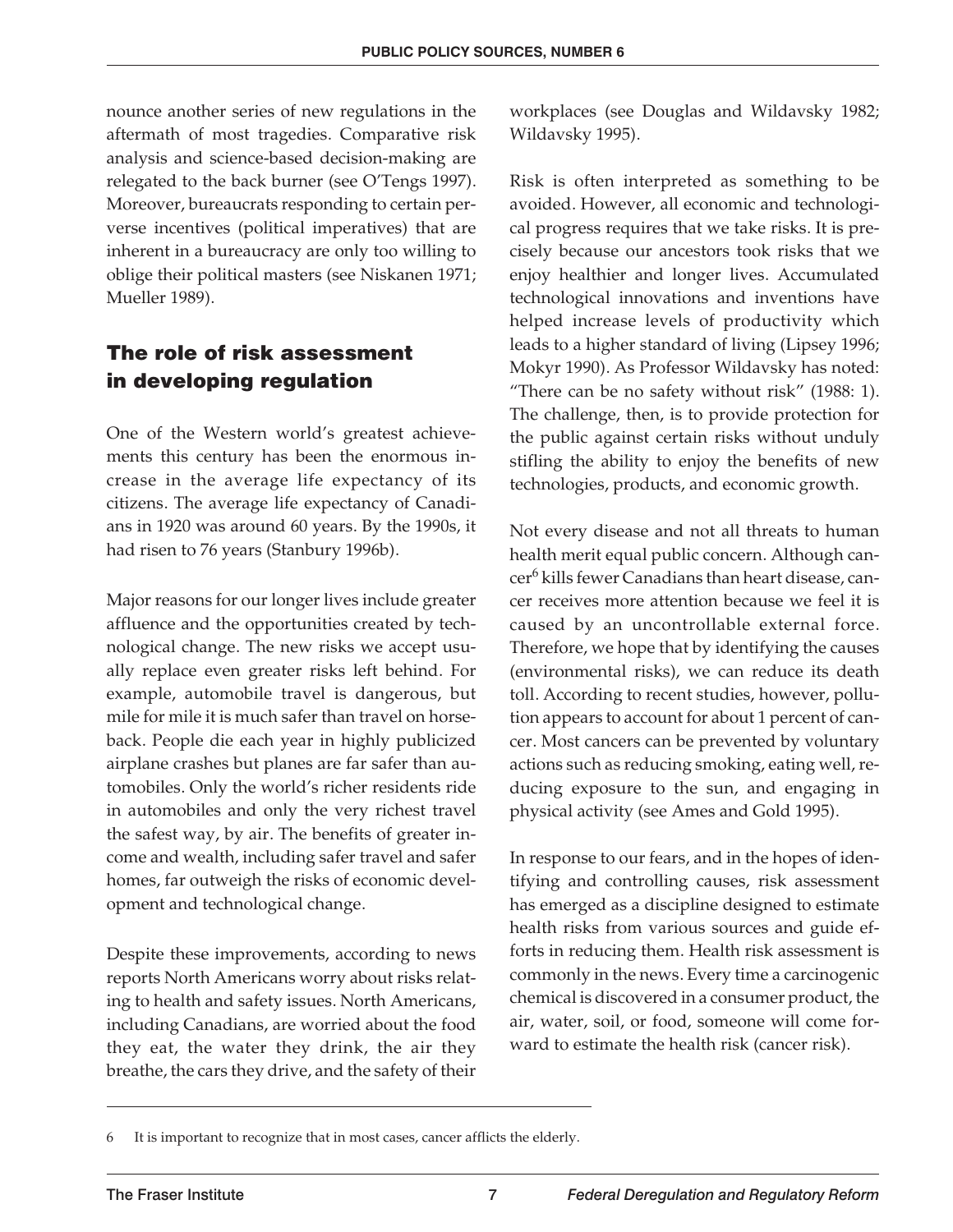nounce another series of new regulations in the aftermath of most tragedies. Comparative risk analysis and science-based decision-making are relegated to the back burner (see O'Tengs 1997). Moreover, bureaucrats responding to certain perverse incentives (political imperatives) that are inherent in a bureaucracy are only too willing to oblige their political masters (see Niskanen 1971; Mueller 1989).

## The role of risk assessment in developing regulation

One of the Western world's greatest achievements this century has been the enormous increase in the average life expectancy of its citizens. The average life expectancy of Canadians in 1920 was around 60 years. By the 1990s, it had risen to 76 years (Stanbury 1996b).

Major reasons for our longer lives include greater affluence and the opportunities created by technological change. The new risks we accept usually replace even greater risks left behind. For example, automobile travel is dangerous, but mile for mile it is much safer than travel on horseback. People die each year in highly publicized airplane crashes but planes are far safer than automobiles. Only the world's richer residents ride in automobiles and only the very richest travel the safest way, by air. The benefits of greater income and wealth, including safer travel and safer homes, far outweigh the risks of economic development and technological change.

Despite these improvements, according to news reports North Americans worry about risks relating to health and safety issues. North Americans, including Canadians, are worried about the food they eat, the water they drink, the air they breathe, the cars they drive, and the safety of their workplaces (see Douglas and Wildavsky 1982; Wildavsky 1995).

Risk is often interpreted as something to be avoided. However, all economic and technological progress requires that we take risks. It is precisely because our ancestors took risks that we enjoy healthier and longer lives. Accumulated technological innovations and inventions have helped increase levels of productivity which leads to a higher standard of living (Lipsey 1996; Mokyr 1990). As Professor Wildavsky has noted: "There can be no safety without risk" (1988: 1). The challenge, then, is to provide protection for the public against certain risks without unduly stifling the ability to enjoy the benefits of new technologies, products, and economic growth.

Not every disease and not all threats to human health merit equal public concern. Although cancer[6] kills fewer Canadians than heart disease, cancer receives more attention because we feel it is caused by an uncontrollable external force. Therefore, we hope that by identifying the causes (environmental risks), we can reduce its death toll. According to recent studies, however, pollution appears to account for about 1 percent of cancer. Most cancers can be prevented by voluntary actions such as reducing smoking, eating well, reducing exposure to the sun, and engaging in physical activity (see Ames and Gold 1995).

In response to our fears, and in the hopes of identifying and controlling causes, risk assessment has emerged as a discipline designed to estimate health risks from various sources and guide efforts in reducing them. Health risk assessment is commonly in the news. Every time a carcinogenic chemical is discovered in a consumer product, the air, water, soil, or food, someone will come forward to estimate the health risk (cancer risk).

---

6 It is important to recognize that in most cases, cancer afflicts the elderly.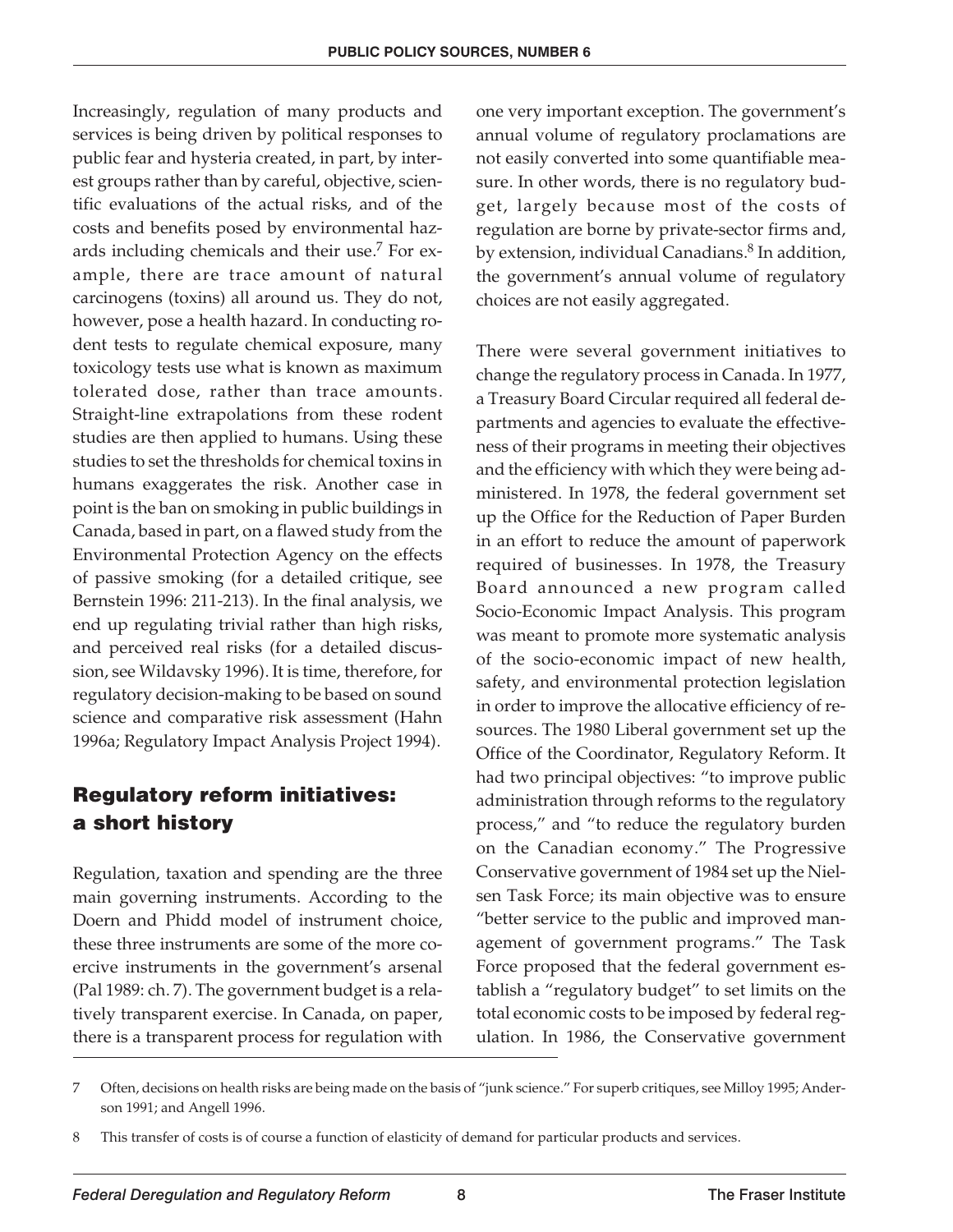Increasingly, regulation of many products and services is being driven by political responses to public fear and hysteria created, in part, by interest groups rather than by careful, objective, scientific evaluations of the actual risks, and of the costs and benefits posed by environmental hazards including chemicals and their use.[7] For example, there are trace amount of natural carcinogens (toxins) all around us. They do not, however, pose a health hazard. In conducting rodent tests to regulate chemical exposure, many toxicology tests use what is known as maximum tolerated dose, rather than trace amounts. Straight-line extrapolations from these rodent studies are then applied to humans. Using these studies to set the thresholds for chemical toxins in humans exaggerates the risk. Another case in point is the ban on smoking in public buildings in Canada, based in part, on a flawed study from the Environmental Protection Agency on the effects of passive smoking (for a detailed critique, see Bernstein 1996: 211-213). In the final analysis, we end up regulating trivial rather than high risks, and perceived real risks (for a detailed discussion, see Wildavsky 1996). It is time, therefore, for regulatory decision-making to be based on sound science and comparative risk assessment (Hahn 1996a; Regulatory Impact Analysis Project 1994).

## Regulatory reform initiatives: a short history

Regulation, taxation and spending are the three main governing instruments. According to the Doern and Phidd model of instrument choice, these three instruments are some of the more coercive instruments in the government's arsenal (Pal 1989: ch. 7). The government budget is a relatively transparent exercise. In Canada, on paper, there is a transparent process for regulation with one very important exception. The government's annual volume of regulatory proclamations are not easily converted into some quantifiable measure. In other words, there is no regulatory budget, largely because most of the costs of regulation are borne by private-sector firms and, by extension, individual Canadians.[8] In addition, the government's annual volume of regulatory choices are not easily aggregated.

There were several government initiatives to change the regulatory process in Canada. In 1977, a Treasury Board Circular required all federal departments and agencies to evaluate the effectiveness of their programs in meeting their objectives and the efficiency with which they were being administered. In 1978, the federal government set up the Office for the Reduction of Paper Burden in an effort to reduce the amount of paperwork required of businesses. In 1978, the Treasury Board announced a new program called Socio-Economic Impact Analysis. This program was meant to promote more systematic analysis of the socio-economic impact of new health, safety, and environmental protection legislation in order to improve the allocative efficiency of resources. The 1980 Liberal government set up the Office of the Coordinator, Regulatory Reform. It had two principal objectives: "to improve public administration through reforms to the regulatory process," and "to reduce the regulatory burden on the Canadian economy." The Progressive Conservative government of 1984 set up the Nielsen Task Force; its main objective was to ensure "better service to the public and improved management of government programs." The Task Force proposed that the federal government establish a "regulatory budget" to set limits on the total economic costs to be imposed by federal regulation. In 1986, the Conservative government

7 Often, decisions on health risks are being made on the basis of "junk science." For superb critiques, see Milloy 1995; Anderson 1991; and Angell 1996.

8 This transfer of costs is of course a function of elasticity of demand for particular products and services.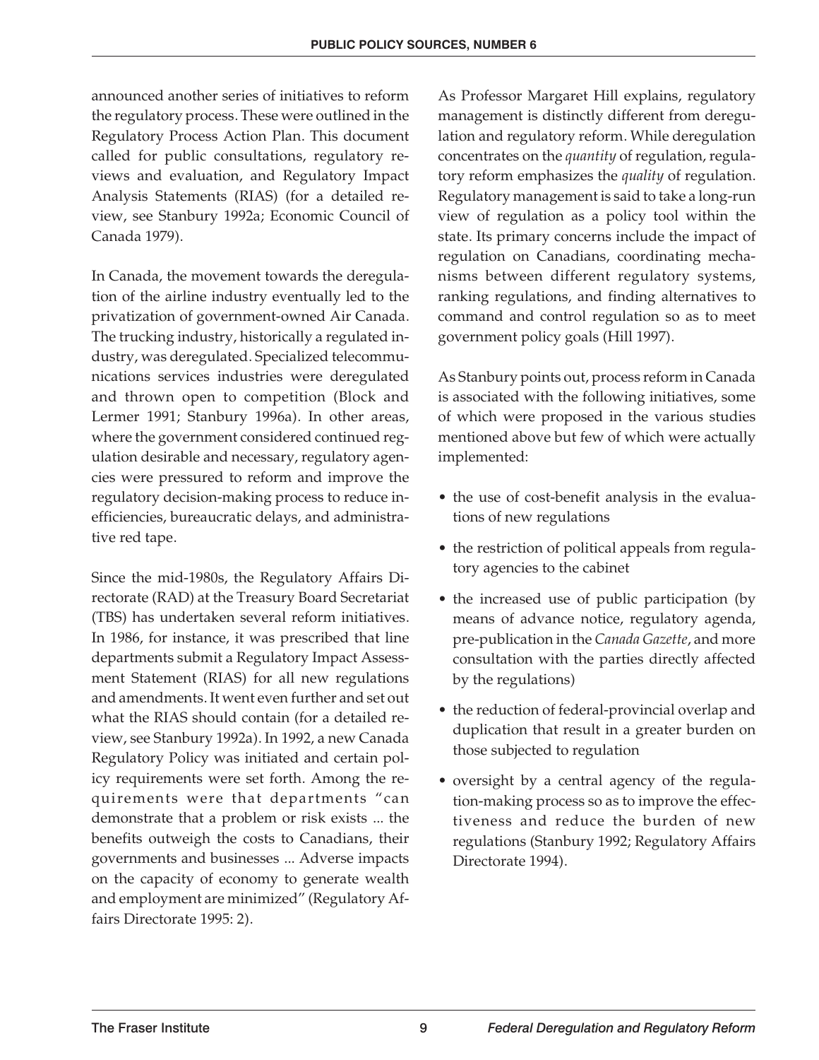announced another series of initiatives to reform the regulatory process. These were outlined in the Regulatory Process Action Plan. This document called for public consultations, regulatory reviews and evaluation, and Regulatory Impact Analysis Statements (RIAS) (for a detailed review, see Stanbury 1992a; Economic Council of Canada 1979).

In Canada, the movement towards the deregulation of the airline industry eventually led to the privatization of government-owned Air Canada. The trucking industry, historically a regulated industry, was deregulated. Specialized telecommunications services industries were deregulated and thrown open to competition (Block and Lermer 1991; Stanbury 1996a). In other areas, where the government considered continued regulation desirable and necessary, regulatory agencies were pressured to reform and improve the regulatory decision-making process to reduce inefficiencies, bureaucratic delays, and administrative red tape.

Since the mid-1980s, the Regulatory Affairs Directorate (RAD) at the Treasury Board Secretariat (TBS) has undertaken several reform initiatives. In 1986, for instance, it was prescribed that line departments submit a Regulatory Impact Assessment Statement (RIAS) for all new regulations and amendments. It went even further and set out what the RIAS should contain (for a detailed review, see Stanbury 1992a). In 1992, a new Canada Regulatory Policy was initiated and certain policy requirements were set forth. Among the requirements were that departments "can demonstrate that a problem or risk exists ... the benefits outweigh the costs to Canadians, their governments and businesses ... Adverse impacts on the capacity of economy to generate wealth and employment are minimized" (Regulatory Affairs Directorate 1995: 2).

As Professor Margaret Hill explains, regulatory management is distinctly different from deregulation and regulatory reform. While deregulation concentrates on the *quantity* of regulation, regulatory reform emphasizes the *quality* of regulation. Regulatory management is said to take a long-run view of regulation as a policy tool within the state. Its primary concerns include the impact of regulation on Canadians, coordinating mechanisms between different regulatory systems, ranking regulations, and finding alternatives to command and control regulation so as to meet government policy goals (Hill 1997).

As Stanbury points out, process reform in Canada is associated with the following initiatives, some of which were proposed in the various studies mentioned above but few of which were actually implemented:

- the use of cost-benefit analysis in the evaluations of new regulations
- the restriction of political appeals from regulatory agencies to the cabinet
- the increased use of public participation (by means of advance notice, regulatory agenda, pre-publication in the *Canada Gazette*, and more consultation with the parties directly affected by the regulations)
- the reduction of federal-provincial overlap and duplication that result in a greater burden on those subjected to regulation
- oversight by a central agency of the regulation-making process so as to improve the effectiveness and reduce the burden of new regulations (Stanbury 1992; Regulatory Affairs Directorate 1994).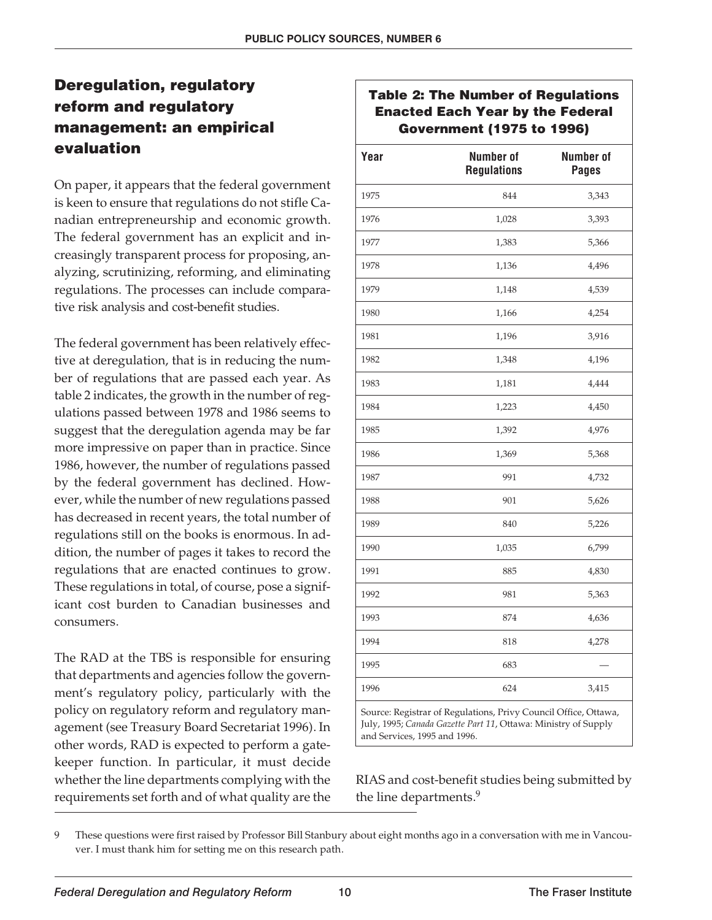## Deregulation, regulatory reform and regulatory management: an empirical evaluation

On paper, it appears that the federal government is keen to ensure that regulations do not stifle Canadian entrepreneurship and economic growth. The federal government has an explicit and increasingly transparent process for proposing, analyzing, scrutinizing, reforming, and eliminating regulations. The processes can include comparative risk analysis and cost-benefit studies.

The federal government has been relatively effective at deregulation, that is in reducing the number of regulations that are passed each year. As table 2 indicates, the growth in the number of regulations passed between 1978 and 1986 seems to suggest that the deregulation agenda may be far more impressive on paper than in practice. Since 1986, however, the number of regulations passed by the federal government has declined. However, while the number of new regulations passed has decreased in recent years, the total number of regulations still on the books is enormous. In addition, the number of pages it takes to record the regulations that are enacted continues to grow. These regulations in total, of course, pose a significant cost burden to Canadian businesses and consumers.

The RAD at the TBS is responsible for ensuring that departments and agencies follow the government's regulatory policy, particularly with the policy on regulatory reform and regulatory management (see Treasury Board Secretariat 1996). In other words, RAD is expected to perform a gatekeeper function. In particular, it must decide whether the line departments complying with the requirements set forth and of what quality are the RIAS and cost-benefit studies being submitted by the line departments.[9]

**Table 2: The Number of Regulations Enacted Each Year by the Federal Government (1975 to 1996)**

| Year | Number of Regulations | Number of Pages |
|---|---|---|
| 1975 | 844 | 3,343 |
| 1976 | 1,028 | 3,393 |
| 1977 | 1,383 | 5,366 |
| 1978 | 1,136 | 4,496 |
| 1979 | 1,148 | 4,539 |
| 1980 | 1,166 | 4,254 |
| 1981 | 1,196 | 3,916 |
| 1982 | 1,348 | 4,196 |
| 1983 | 1,181 | 4,444 |
| 1984 | 1,223 | 4,450 |
| 1985 | 1,392 | 4,976 |
| 1986 | 1,369 | 5,368 |
| 1987 | 991 | 4,732 |
| 1988 | 901 | 5,626 |
| 1989 | 840 | 5,226 |
| 1990 | 1,035 | 6,799 |
| 1991 | 885 | 4,830 |
| 1992 | 981 | 5,363 |
| 1993 | 874 | 4,636 |
| 1994 | 818 | 4,278 |
| 1995 | 683 | — |
| 1996 | 624 | 3,415 |

Source: Registrar of Regulations, Privy Council Office, Ottawa, July, 1995; *Canada Gazette Part 11*, Ottawa: Ministry of Supply and Services, 1995 and 1996.

9 These questions were first raised by Professor Bill Stanbury about eight months ago in a conversation with me in Vancouver. I must thank him for setting me on this research path.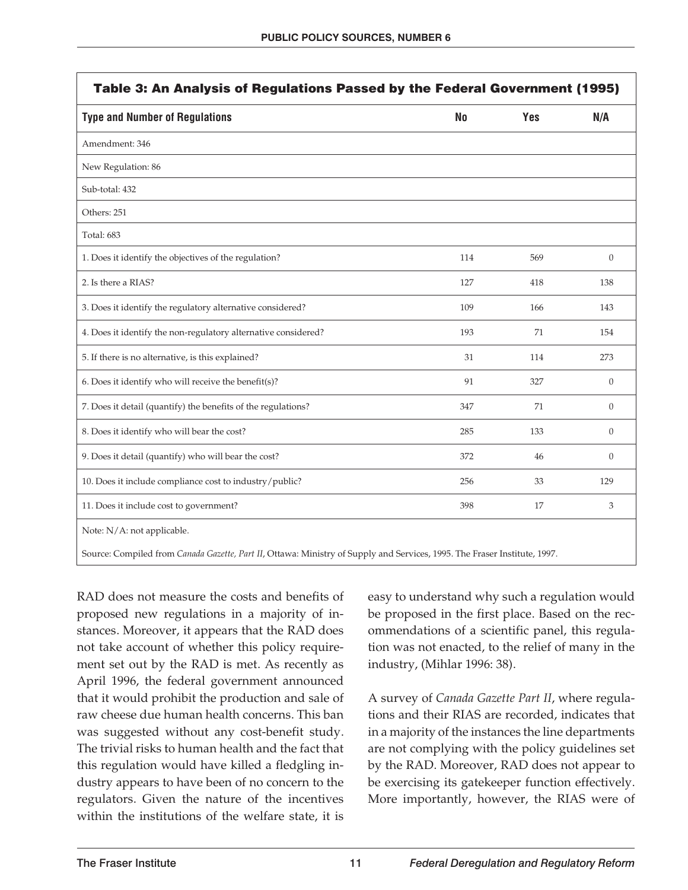**Table 3: An Analysis of Regulations Passed by the Federal Government (1995)**

| Type and Number of Regulations | No | Yes | N/A |
|---|---|---|---|
| Amendment: 346 | | | |
| New Regulation: 86 | | | |
| Sub-total: 432 | | | |
| Others: 251 | | | |
| Total: 683 | | | |
| 1. Does it identify the objectives of the regulation? | 114 | 569 | 0 |
| 2. Is there a RIAS? | 127 | 418 | 138 |
| 3. Does it identify the regulatory alternative considered? | 109 | 166 | 143 |
| 4. Does it identify the non-regulatory alternative considered? | 193 | 71 | 154 |
| 5. If there is no alternative, is this explained? | 31 | 114 | 273 |
| 6. Does it identify who will receive the benefit(s)? | 91 | 327 | 0 |
| 7. Does it detail (quantify) the benefits of the regulations? | 347 | 71 | 0 |
| 8. Does it identify who will bear the cost? | 285 | 133 | 0 |
| 9. Does it detail (quantify) who will bear the cost? | 372 | 46 | 0 |
| 10. Does it include compliance cost to industry/public? | 256 | 33 | 129 |
| 11. Does it include cost to government? | 398 | 17 | 3 |

Note: N/A: not applicable.

Source: Compiled from *Canada Gazette, Part II*, Ottawa: Ministry of Supply and Services, 1995. The Fraser Institute, 1997.

RAD does not measure the costs and benefits of proposed new regulations in a majority of instances. Moreover, it appears that the RAD does not take account of whether this policy requirement set out by the RAD is met. As recently as April 1996, the federal government announced that it would prohibit the production and sale of raw cheese due human health concerns. This ban was suggested without any cost-benefit study. The trivial risks to human health and the fact that this regulation would have killed a fledgling industry appears to have been of no concern to the regulators. Given the nature of the incentives within the institutions of the welfare state, it is easy to understand why such a regulation would be proposed in the first place. Based on the recommendations of a scientific panel, this regulation was not enacted, to the relief of many in the industry, (Mihlar 1996: 38).

A survey of *Canada Gazette Part II*, where regulations and their RIAS are recorded, indicates that in a majority of the instances the line departments are not complying with the policy guidelines set by the RAD. Moreover, RAD does not appear to be exercising its gatekeeper function effectively. More importantly, however, the RIAS were of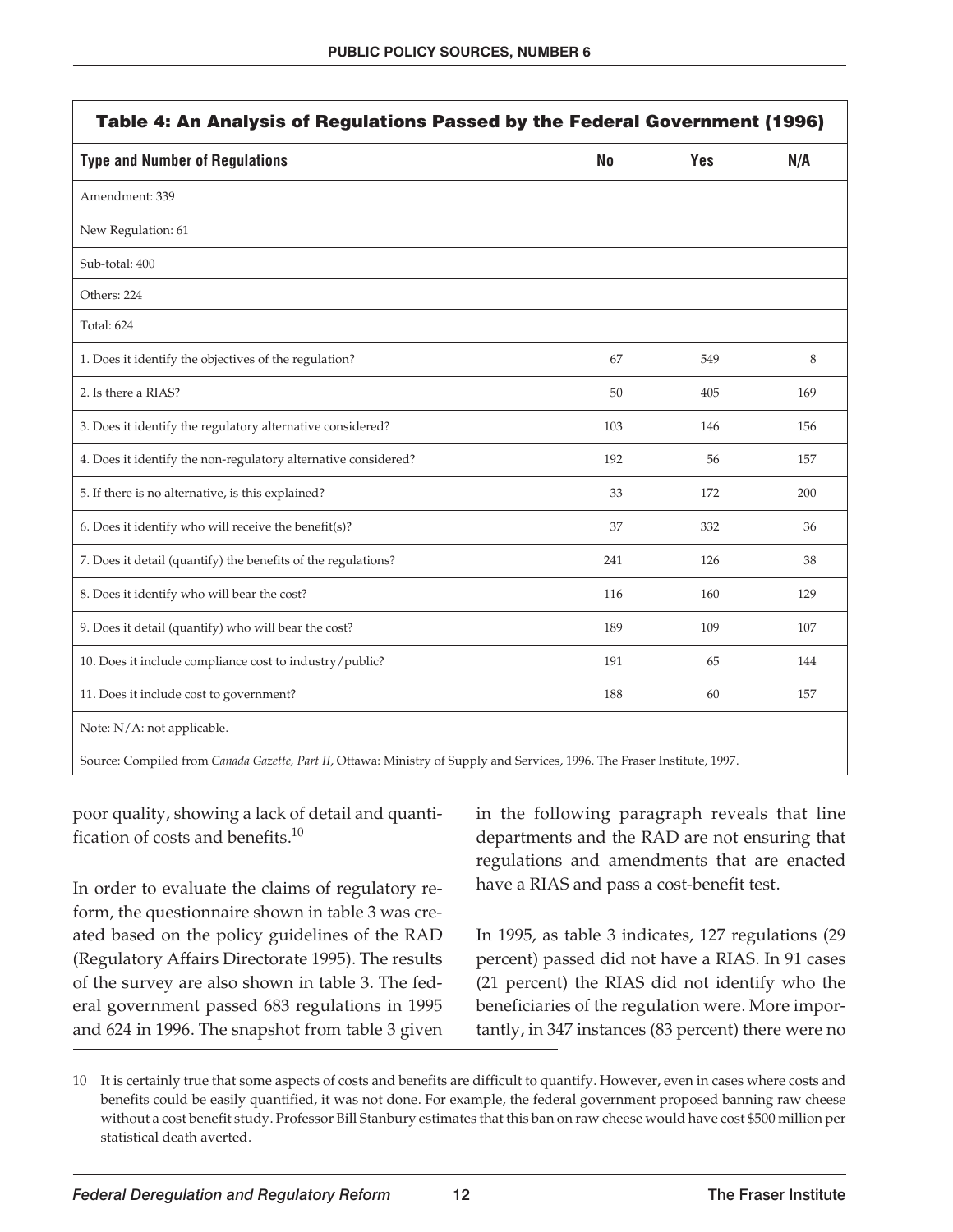**Table 4: An Analysis of Regulations Passed by the Federal Government (1996)**

| Type and Number of Regulations | No | Yes | N/A |
|---|---|---|---|
| Amendment: 339 | | | |
| New Regulation: 61 | | | |
| Sub-total: 400 | | | |
| Others: 224 | | | |
| Total: 624 | | | |
| 1. Does it identify the objectives of the regulation? | 67 | 549 | 8 |
| 2. Is there a RIAS? | 50 | 405 | 169 |
| 3. Does it identify the regulatory alternative considered? | 103 | 146 | 156 |
| 4. Does it identify the non-regulatory alternative considered? | 192 | 56 | 157 |
| 5. If there is no alternative, is this explained? | 33 | 172 | 200 |
| 6. Does it identify who will receive the benefit(s)? | 37 | 332 | 36 |
| 7. Does it detail (quantify) the benefits of the regulations? | 241 | 126 | 38 |
| 8. Does it identify who will bear the cost? | 116 | 160 | 129 |
| 9. Does it detail (quantify) who will bear the cost? | 189 | 109 | 107 |
| 10. Does it include compliance cost to industry/public? | 191 | 65 | 144 |
| 11. Does it include cost to government? | 188 | 60 | 157 |

Note: N/A: not applicable.

Source: Compiled from *Canada Gazette, Part II*, Ottawa: Ministry of Supply and Services, 1996. The Fraser Institute, 1997.

poor quality, showing a lack of detail and quantification of costs and benefits.[10]

In order to evaluate the claims of regulatory reform, the questionnaire shown in table 3 was created based on the policy guidelines of the RAD (Regulatory Affairs Directorate 1995). The results of the survey are also shown in table 3. The federal government passed 683 regulations in 1995 and 624 in 1996. The snapshot from table 3 given in the following paragraph reveals that line departments and the RAD are not ensuring that regulations and amendments that are enacted have a RIAS and pass a cost-benefit test.

In 1995, as table 3 indicates, 127 regulations (29 percent) passed did not have a RIAS. In 91 cases (21 percent) the RIAS did not identify who the beneficiaries of the regulation were. More importantly, in 347 instances (83 percent) there were no

10 It is certainly true that some aspects of costs and benefits are difficult to quantify. However, even in cases where costs and benefits could be easily quantified, it was not done. For example, the federal government proposed banning raw cheese without a cost benefit study. Professor Bill Stanbury estimates that this ban on raw cheese would have cost $500 million per statistical death averted.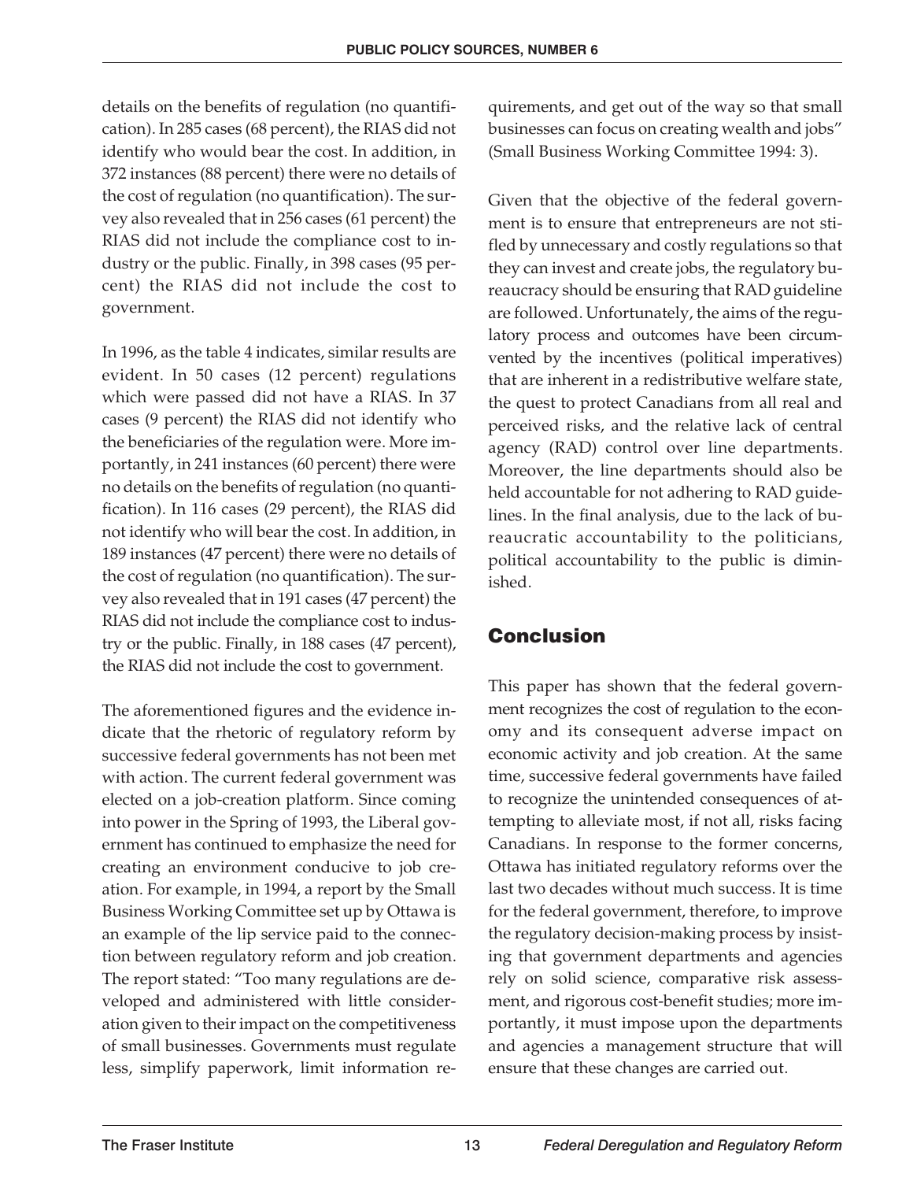details on the benefits of regulation (no quantification). In 285 cases (68 percent), the RIAS did not identify who would bear the cost. In addition, in 372 instances (88 percent) there were no details of the cost of regulation (no quantification). The survey also revealed that in 256 cases (61 percent) the RIAS did not include the compliance cost to industry or the public. Finally, in 398 cases (95 percent) the RIAS did not include the cost to government.

In 1996, as the table 4 indicates, similar results are evident. In 50 cases (12 percent) regulations which were passed did not have a RIAS. In 37 cases (9 percent) the RIAS did not identify who the beneficiaries of the regulation were. More importantly, in 241 instances (60 percent) there were no details on the benefits of regulation (no quantification). In 116 cases (29 percent), the RIAS did not identify who will bear the cost. In addition, in 189 instances (47 percent) there were no details of the cost of regulation (no quantification). The survey also revealed that in 191 cases (47 percent) the RIAS did not include the compliance cost to industry or the public. Finally, in 188 cases (47 percent), the RIAS did not include the cost to government.

The aforementioned figures and the evidence indicate that the rhetoric of regulatory reform by successive federal governments has not been met with action. The current federal government was elected on a job-creation platform. Since coming into power in the Spring of 1993, the Liberal government has continued to emphasize the need for creating an environment conducive to job creation. For example, in 1994, a report by the Small Business Working Committee set up by Ottawa is an example of the lip service paid to the connection between regulatory reform and job creation. The report stated: "Too many regulations are developed and administered with little consideration given to their impact on the competitiveness of small businesses. Governments must regulate less, simplify paperwork, limit information requirements, and get out of the way so that small businesses can focus on creating wealth and jobs" (Small Business Working Committee 1994: 3).

Given that the objective of the federal government is to ensure that entrepreneurs are not stifled by unnecessary and costly regulations so that they can invest and create jobs, the regulatory bureaucracy should be ensuring that RAD guideline are followed. Unfortunately, the aims of the regulatory process and outcomes have been circumvented by the incentives (political imperatives) that are inherent in a redistributive welfare state, the quest to protect Canadians from all real and perceived risks, and the relative lack of central agency (RAD) control over line departments. Moreover, the line departments should also be held accountable for not adhering to RAD guidelines. In the final analysis, due to the lack of bureaucratic accountability to the politicians, political accountability to the public is diminished.

## Conclusion

This paper has shown that the federal government recognizes the cost of regulation to the economy and its consequent adverse impact on economic activity and job creation. At the same time, successive federal governments have failed to recognize the unintended consequences of attempting to alleviate most, if not all, risks facing Canadians. In response to the former concerns, Ottawa has initiated regulatory reforms over the last two decades without much success. It is time for the federal government, therefore, to improve the regulatory decision-making process by insisting that government departments and agencies rely on solid science, comparative risk assessment, and rigorous cost-benefit studies; more importantly, it must impose upon the departments and agencies a management structure that will ensure that these changes are carried out.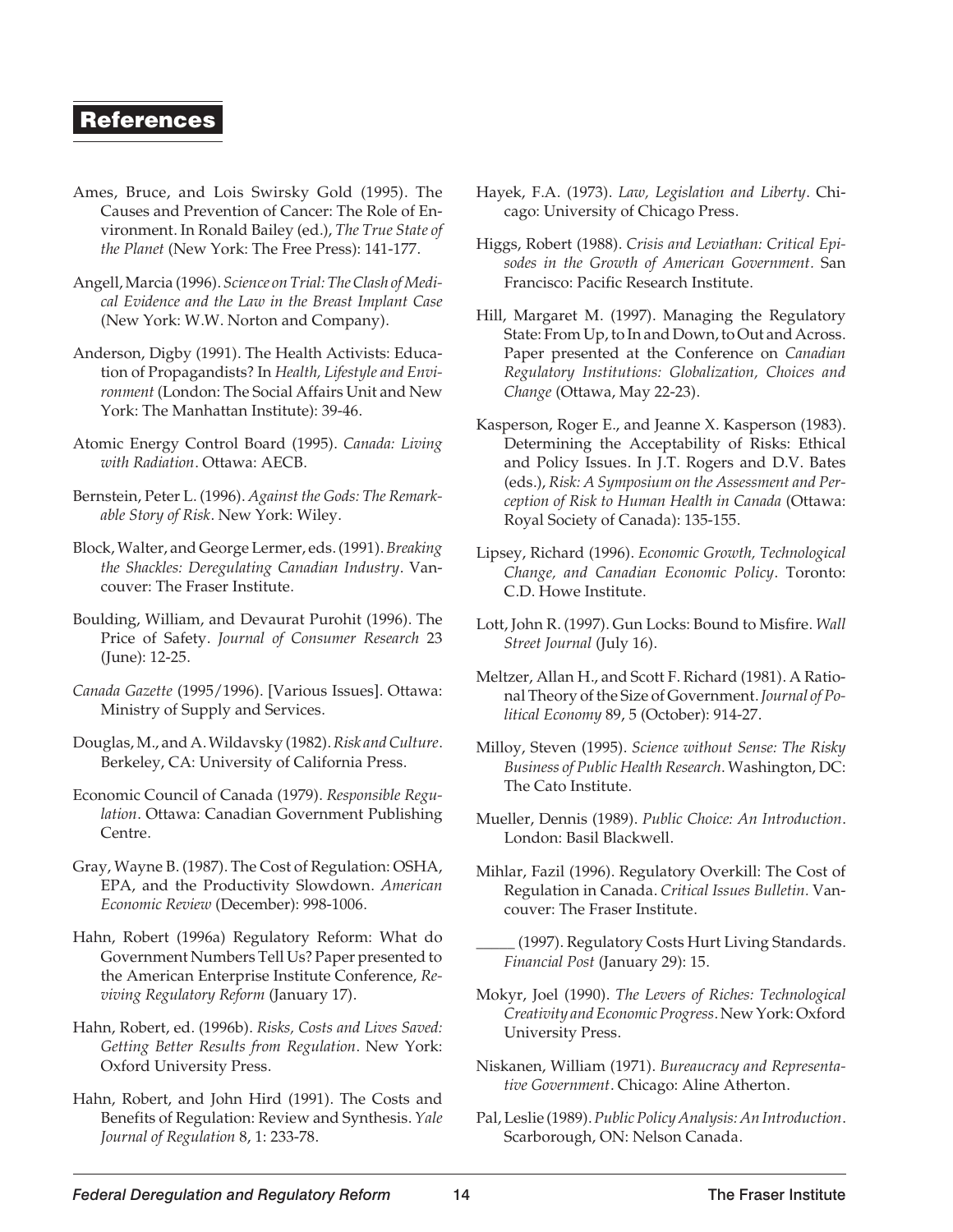## References

Ames, Bruce, and Lois Swirsky Gold (1995). The Causes and Prevention of Cancer: The Role of Environment. In Ronald Bailey (ed.), *The True State of the Planet* (New York: The Free Press): 141-177.

Angell, Marcia (1996). *Science on Trial: The Clash of Medical Evidence and the Law in the Breast Implant Case* (New York: W.W. Norton and Company).

Anderson, Digby (1991). The Health Activists: Education of Propagandists? In *Health, Lifestyle and Environment* (London: The Social Affairs Unit and New York: The Manhattan Institute): 39-46.

Atomic Energy Control Board (1995). *Canada: Living with Radiation*. Ottawa: AECB.

Bernstein, Peter L. (1996). *Against the Gods: The Remarkable Story of Risk*. New York: Wiley.

Block, Walter, and George Lermer, eds. (1991). *Breaking the Shackles: Deregulating Canadian Industry*. Vancouver: The Fraser Institute.

Boulding, William, and Devaurat Purohit (1996). The Price of Safety. *Journal of Consumer Research* 23 (June): 12-25.

*Canada Gazette* (1995/1996). [Various Issues]. Ottawa: Ministry of Supply and Services.

Douglas, M., and A. Wildavsky (1982). *Risk and Culture*. Berkeley, CA: University of California Press.

Economic Council of Canada (1979). *Responsible Regulation*. Ottawa: Canadian Government Publishing Centre.

Gray, Wayne B. (1987). The Cost of Regulation: OSHA, EPA, and the Productivity Slowdown. *American Economic Review* (December): 998-1006.

Hahn, Robert (1996a) Regulatory Reform: What do Government Numbers Tell Us? Paper presented to the American Enterprise Institute Conference, *Reviving Regulatory Reform* (January 17).

Hahn, Robert, ed. (1996b). *Risks, Costs and Lives Saved: Getting Better Results from Regulation*. New York: Oxford University Press.

Hahn, Robert, and John Hird (1991). The Costs and Benefits of Regulation: Review and Synthesis. *Yale Journal of Regulation* 8, 1: 233-78.

Hayek, F.A. (1973). *Law, Legislation and Liberty*. Chicago: University of Chicago Press.

Higgs, Robert (1988). *Crisis and Leviathan: Critical Episodes in the Growth of American Government*. San Francisco: Pacific Research Institute.

Hill, Margaret M. (1997). Managing the Regulatory State: From Up, to In and Down, to Out and Across. Paper presented at the Conference on *Canadian Regulatory Institutions: Globalization, Choices and Change* (Ottawa, May 22-23).

Kasperson, Roger E., and Jeanne X. Kasperson (1983). Determining the Acceptability of Risks: Ethical and Policy Issues. In J.T. Rogers and D.V. Bates (eds.), *Risk: A Symposium on the Assessment and Perception of Risk to Human Health in Canada* (Ottawa: Royal Society of Canada): 135-155.

Lipsey, Richard (1996). *Economic Growth, Technological Change, and Canadian Economic Policy*. Toronto: C.D. Howe Institute.

Lott, John R. (1997). Gun Locks: Bound to Misfire. *Wall Street Journal* (July 16).

Meltzer, Allan H., and Scott F. Richard (1981). A Rational Theory of the Size of Government. *Journal of Political Economy* 89, 5 (October): 914-27.

Milloy, Steven (1995). *Science without Sense: The Risky Business of Public Health Research*. Washington, DC: The Cato Institute.

Mueller, Dennis (1989). *Public Choice: An Introduction*. London: Basil Blackwell.

Mihlar, Fazil (1996). Regulatory Overkill: The Cost of Regulation in Canada. *Critical Issues Bulletin.* Vancouver: The Fraser Institute.

_____ (1997). Regulatory Costs Hurt Living Standards. *Financial Post* (January 29): 15.

Mokyr, Joel (1990). *The Levers of Riches: Technological Creativity and Economic Progress*. New York: Oxford University Press.

Niskanen, William (1971). *Bureaucracy and Representative Government*. Chicago: Aline Atherton.

Pal, Leslie (1989). *Public Policy Analysis: An Introduction*. Scarborough, ON: Nelson Canada.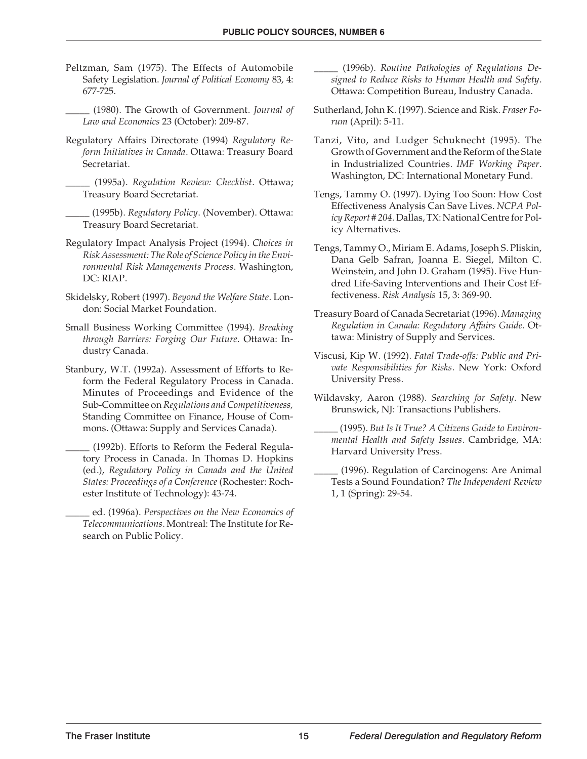Peltzman, Sam (1975). The Effects of Automobile Safety Legislation. *Journal of Political Economy* 83, 4: 677-725.

_____ (1980). The Growth of Government. *Journal of Law and Economics* 23 (October): 209-87.

Regulatory Affairs Directorate (1994) *Regulatory Reform Initiatives in Canada*. Ottawa: Treasury Board Secretariat.

_____ (1995a). *Regulation Review: Checklist*. Ottawa; Treasury Board Secretariat.

_____ (1995b). *Regulatory Policy*. (November). Ottawa: Treasury Board Secretariat.

Regulatory Impact Analysis Project (1994). *Choices in Risk Assessment: The Role of Science Policy in the Environmental Risk Managements Process*. Washington, DC: RIAP.

Skidelsky, Robert (1997). *Beyond the Welfare State*. London: Social Market Foundation.

Small Business Working Committee (1994). *Breaking through Barriers: Forging Our Future.* Ottawa: Industry Canada.

Stanbury, W.T. (1992a). Assessment of Efforts to Reform the Federal Regulatory Process in Canada. Minutes of Proceedings and Evidence of the Sub-Committee on *Regulations and Competitiveness,* Standing Committee on Finance, House of Commons. (Ottawa: Supply and Services Canada).

_____ (1992b). Efforts to Reform the Federal Regulatory Process in Canada. In Thomas D. Hopkins (ed.), *Regulatory Policy in Canada and the United States: Proceedings of a Conference* (Rochester: Rochester Institute of Technology): 43-74.

_____ ed. (1996a). *Perspectives on the New Economics of Telecommunications*. Montreal: The Institute for Research on Public Policy.

_____ (1996b). *Routine Pathologies of Regulations Designed to Reduce Risks to Human Health and Safety*. Ottawa: Competition Bureau, Industry Canada.

Sutherland, John K. (1997). Science and Risk. *Fraser Forum* (April): 5-11.

Tanzi, Vito, and Ludger Schuknecht (1995). The Growth of Government and the Reform of the State in Industrialized Countries. *IMF Working Paper*. Washington, DC: International Monetary Fund.

Tengs, Tammy O. (1997). Dying Too Soon: How Cost Effectiveness Analysis Can Save Lives. *NCPA Policy Report # 204*. Dallas, TX: National Centre for Policy Alternatives.

Tengs, Tammy O., Miriam E. Adams, Joseph S. Pliskin, Dana Gelb Safran, Joanna E. Siegel, Milton C. Weinstein, and John D. Graham (1995). Five Hundred Life-Saving Interventions and Their Cost Effectiveness. *Risk Analysis* 15, 3: 369-90.

Treasury Board of Canada Secretariat (1996). *Managing Regulation in Canada: Regulatory Affairs Guide*. Ottawa: Ministry of Supply and Services.

Viscusi, Kip W. (1992). *Fatal Trade-offs: Public and Private Responsibilities for Risks*. New York: Oxford University Press.

Wildavsky, Aaron (1988). *Searching for Safety*. New Brunswick, NJ: Transactions Publishers.

_____ (1995). *But Is It True? A Citizens Guide to Environmental Health and Safety Issues*. Cambridge, MA: Harvard University Press.

_____ (1996). Regulation of Carcinogens: Are Animal Tests a Sound Foundation? *The Independent Review* 1, 1 (Spring): 29-54.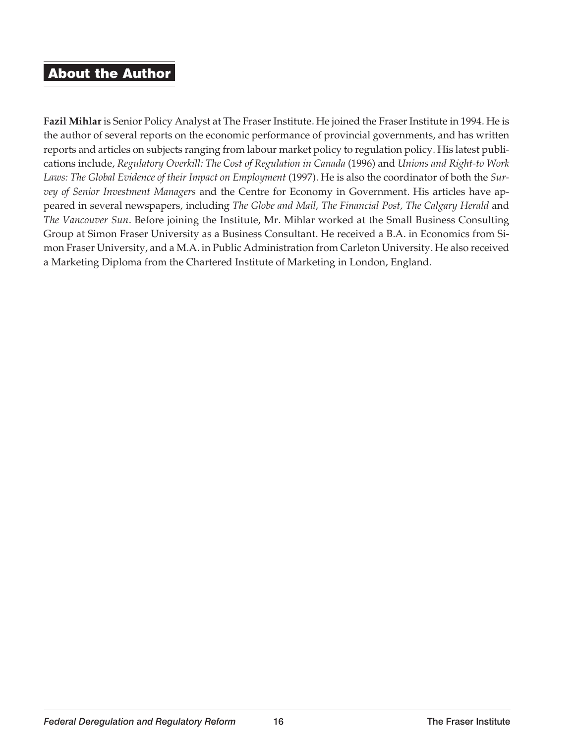## About the Author

**Fazil Mihlar** is Senior Policy Analyst at The Fraser Institute. He joined the Fraser Institute in 1994. He is the author of several reports on the economic performance of provincial governments, and has written reports and articles on subjects ranging from labour market policy to regulation policy. His latest publications include, *Regulatory Overkill: The Cost of Regulation in Canada* (1996) and *Unions and Right-to Work Laws: The Global Evidence of their Impact on Employment* (1997). He is also the coordinator of both the *Survey of Senior Investment Managers* and the Centre for Economy in Government. His articles have appeared in several newspapers, including *The Globe and Mail, The Financial Post, The Calgary Herald* and *The Vancouver Sun*. Before joining the Institute, Mr. Mihlar worked at the Small Business Consulting Group at Simon Fraser University as a Business Consultant. He received a B.A. in Economics from Simon Fraser University, and a M.A. in Public Administration from Carleton University. He also received a Marketing Diploma from the Chartered Institute of Marketing in London, England.